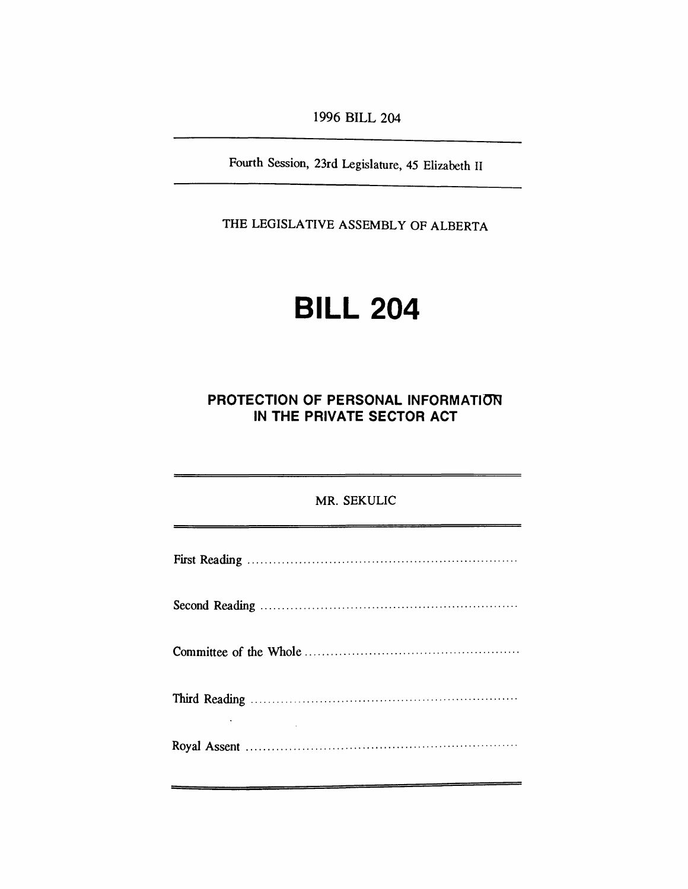1996 BILL 204

Fourth Session, 23rd Legislature, 45 Elizabeth II

THE LEGISLATIVE ASSEMBLY OF ALBERTA

# BILL 204

## PROTECTION OF PERSONAL INFORMATION IN THE PRIVATE SECTOR ACT

MR. SEKULIC

First Reading ..........................................................

Second Reading ..........................................................

Committee of the Whole ..........................................................

Third Reading ..........................................................

Royal Assent ..........................................................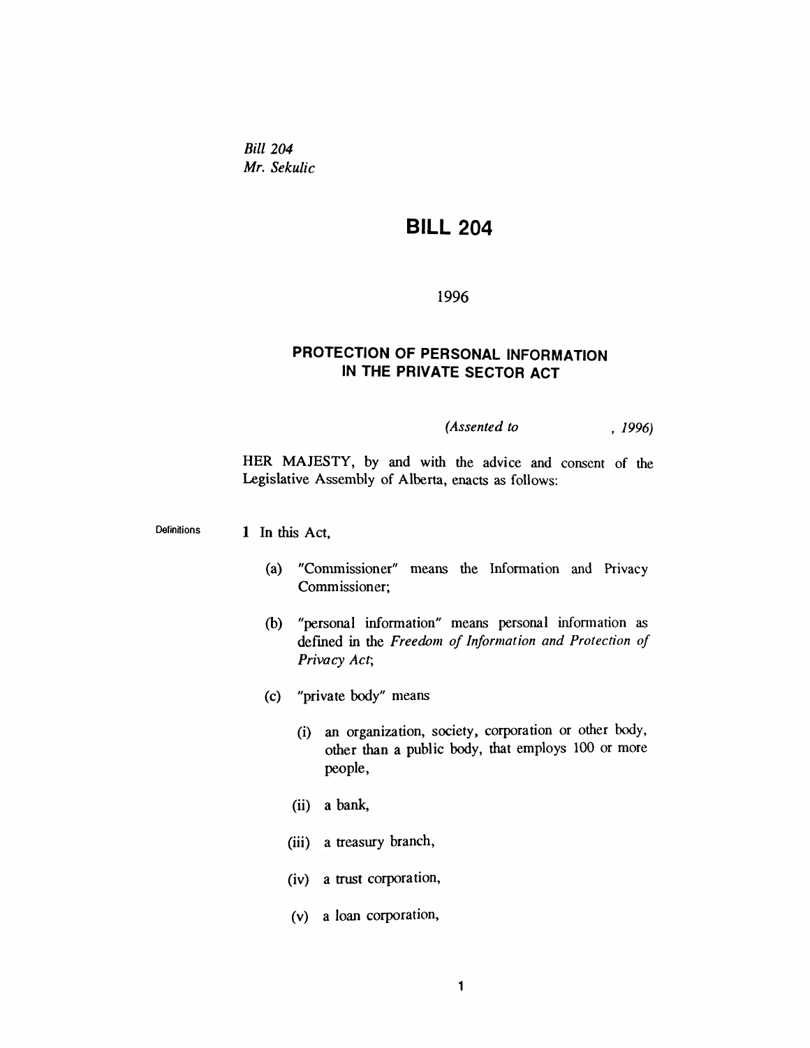*Bill 204*
*Mr. Sekulic*

# BILL 204

1996

## PROTECTION OF PERSONAL INFORMATION IN THE PRIVATE SECTOR ACT

*(Assented to , 1996)*

HER MAJESTY, by and with the advice and consent of the Legislative Assembly of Alberta, enacts as follows:

Definitions

**1** In this Act,

(a) "Commissioner" means the Information and Privacy Commissioner;

(b) "personal information" means personal information as defined in the *Freedom of Information and Protection of Privacy Act*;

(c) "private body" means

(i) an organization, society, corporation or other body, other than a public body, that employs 100 or more people,

(ii) a bank,

(iii) a treasury branch,

(iv) a trust corporation,

(v) a loan corporation,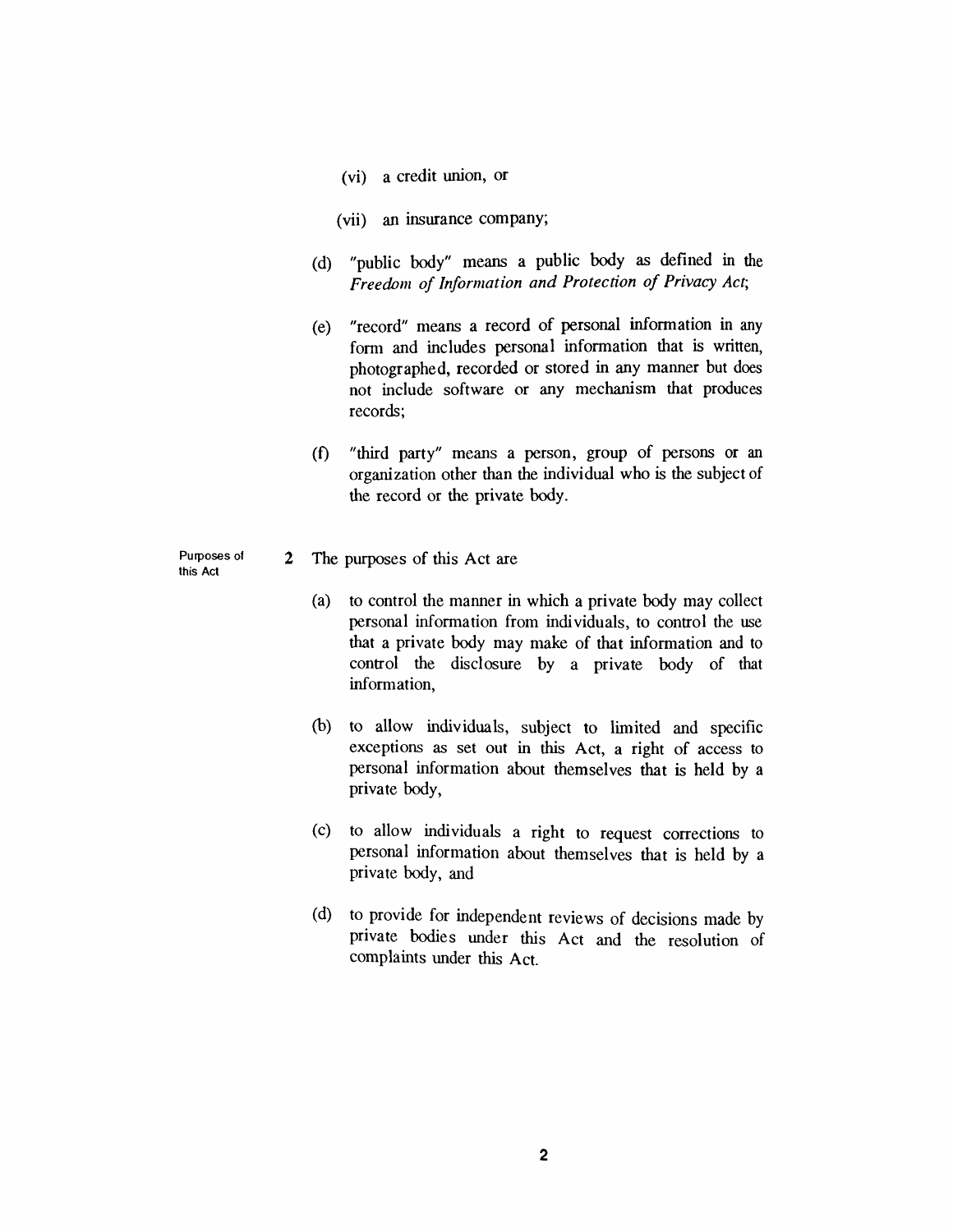(vi) a credit union, or

(vii) an insurance company;

(d) "public body" means a public body as defined in the *Freedom of Information and Protection of Privacy Act*;

(e) "record" means a record of personal information in any form and includes personal information that is written, photographed, recorded or stored in any manner but does not include software or any mechanism that produces records;

(f) "third party" means a person, group of persons or an organization other than the individual who is the subject of the record or the private body.

Purposes of this Act

**2** The purposes of this Act are

(a) to control the manner in which a private body may collect personal information from individuals, to control the use that a private body may make of that information and to control the disclosure by a private body of that information,

(b) to allow individuals, subject to limited and specific exceptions as set out in this Act, a right of access to personal information about themselves that is held by a private body,

(c) to allow individuals a right to request corrections to personal information about themselves that is held by a private body, and

(d) to provide for independent reviews of decisions made by private bodies under this Act and the resolution of complaints under this Act.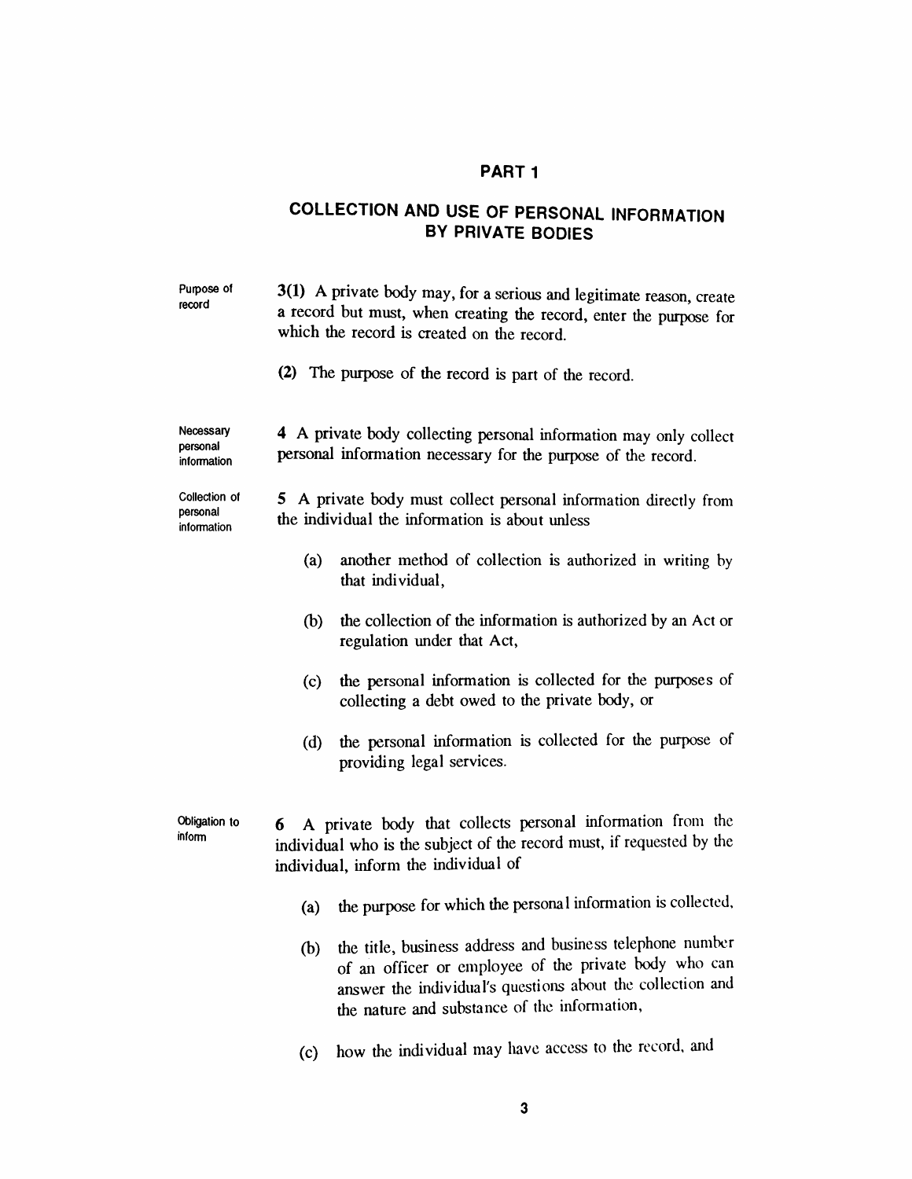## PART 1

## COLLECTION AND USE OF PERSONAL INFORMATION BY PRIVATE BODIES

Purpose of record

**3(1)** A private body may, for a serious and legitimate reason, create a record but must, when creating the record, enter the purpose for which the record is created on the record.

**(2)** The purpose of the record is part of the record.

Necessary personal information

**4** A private body collecting personal information may only collect personal information necessary for the purpose of the record.

Collection of personal information

**5** A private body must collect personal information directly from the individual the information is about unless

- (a) another method of collection is authorized in writing by that individual,
- (b) the collection of the information is authorized by an Act or regulation under that Act,
- (c) the personal information is collected for the purposes of collecting a debt owed to the private body, or
- (d) the personal information is collected for the purpose of providing legal services.

Obligation to inform

**6** A private body that collects personal information from the individual who is the subject of the record must, if requested by the individual, inform the individual of

- (a) the purpose for which the personal information is collected,
- (b) the title, business address and business telephone number of an officer or employee of the private body who can answer the individual's questions about the collection and the nature and substance of the information,
- (c) how the individual may have access to the record, and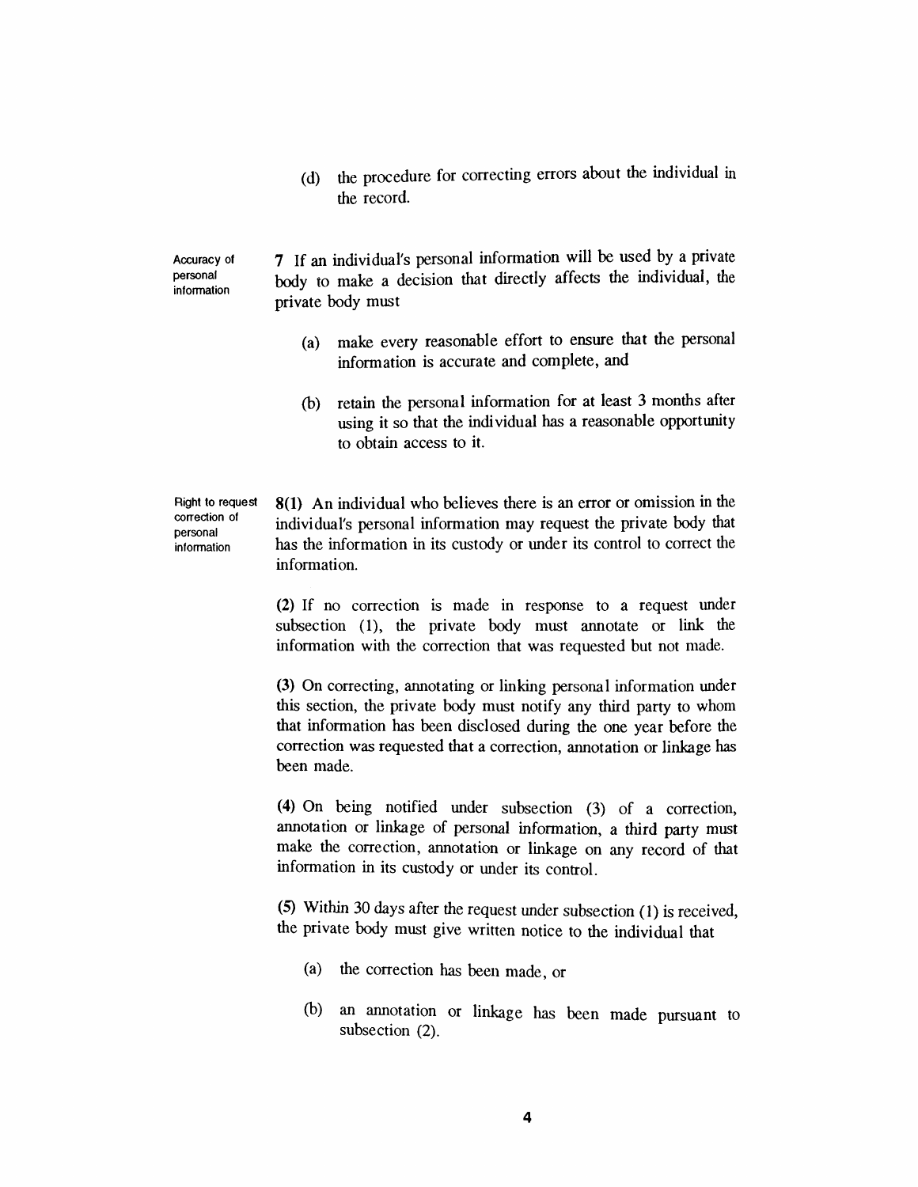(d) the procedure for correcting errors about the individual in the record.

**Accuracy of personal information**

**7** If an individual's personal information will be used by a private body to make a decision that directly affects the individual, the private body must

(a) make every reasonable effort to ensure that the personal information is accurate and complete, and

(b) retain the personal information for at least 3 months after using it so that the individual has a reasonable opportunity to obtain access to it.

**Right to request correction of personal information**

**8(1)** An individual who believes there is an error or omission in the individual's personal information may request the private body that has the information in its custody or under its control to correct the information.

**(2)** If no correction is made in response to a request under subsection (1), the private body must annotate or link the information with the correction that was requested but not made.

**(3)** On correcting, annotating or linking personal information under this section, the private body must notify any third party to whom that information has been disclosed during the one year before the correction was requested that a correction, annotation or linkage has been made.

**(4)** On being notified under subsection (3) of a correction, annotation or linkage of personal information, a third party must make the correction, annotation or linkage on any record of that information in its custody or under its control.

**(5)** Within 30 days after the request under subsection (1) is received, the private body must give written notice to the individual that

(a) the correction has been made, or

(b) an annotation or linkage has been made pursuant to subsection (2).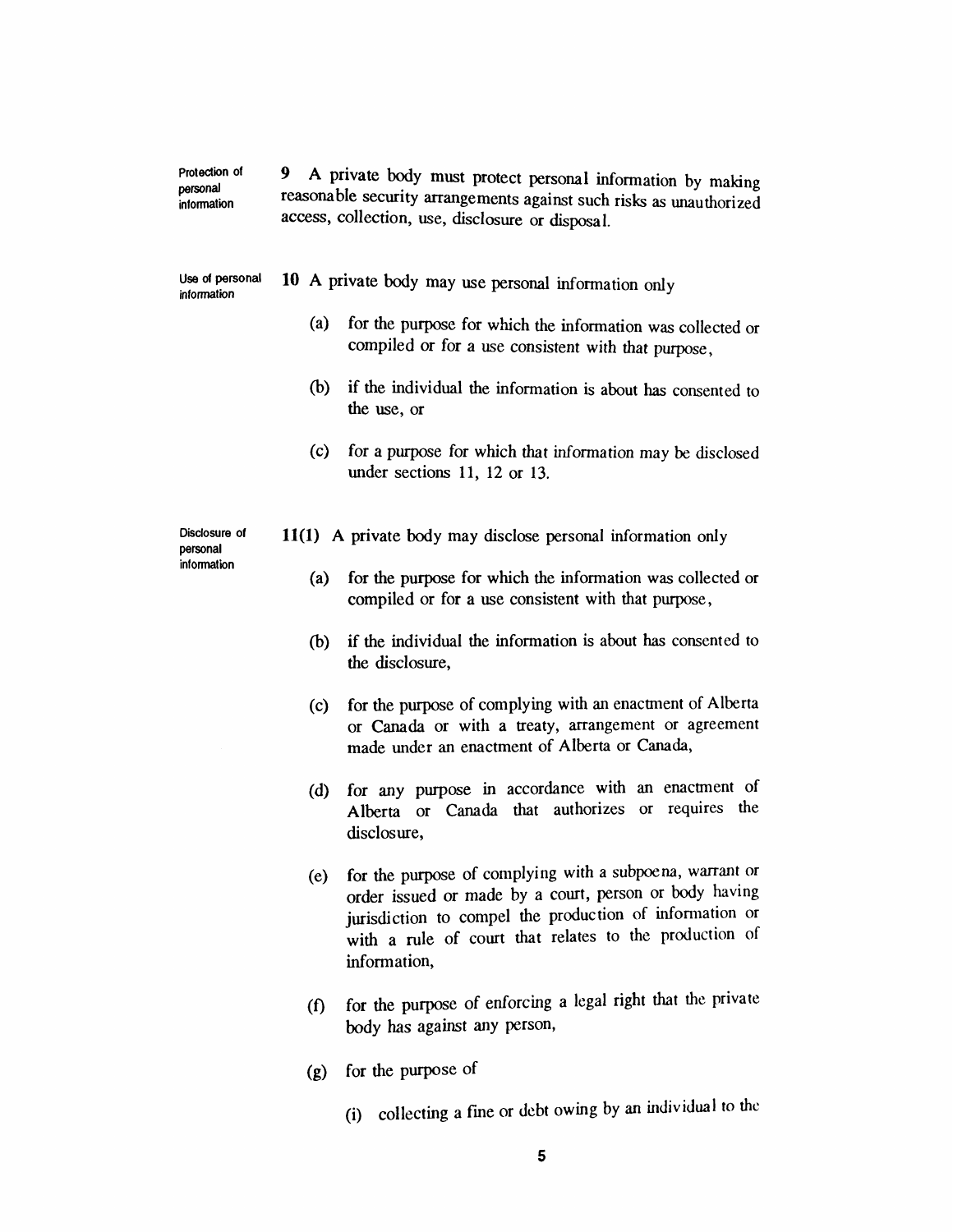Protection of personal information

**9** A private body must protect personal information by making reasonable security arrangements against such risks as unauthorized access, collection, use, disclosure or disposal.

Use of personal information

**10** A private body may use personal information only

(a) for the purpose for which the information was collected or compiled or for a use consistent with that purpose,

(b) if the individual the information is about has consented to the use, or

(c) for a purpose for which that information may be disclosed under sections 11, 12 or 13.

Disclosure of personal information

**11(1)** A private body may disclose personal information only

(a) for the purpose for which the information was collected or compiled or for a use consistent with that purpose,

(b) if the individual the information is about has consented to the disclosure,

(c) for the purpose of complying with an enactment of Alberta or Canada or with a treaty, arrangement or agreement made under an enactment of Alberta or Canada,

(d) for any purpose in accordance with an enactment of Alberta or Canada that authorizes or requires the disclosure,

(e) for the purpose of complying with a subpoena, warrant or order issued or made by a court, person or body having jurisdiction to compel the production of information or with a rule of court that relates to the production of information,

(f) for the purpose of enforcing a legal right that the private body has against any person,

(g) for the purpose of

(i) collecting a fine or debt owing by an individual to the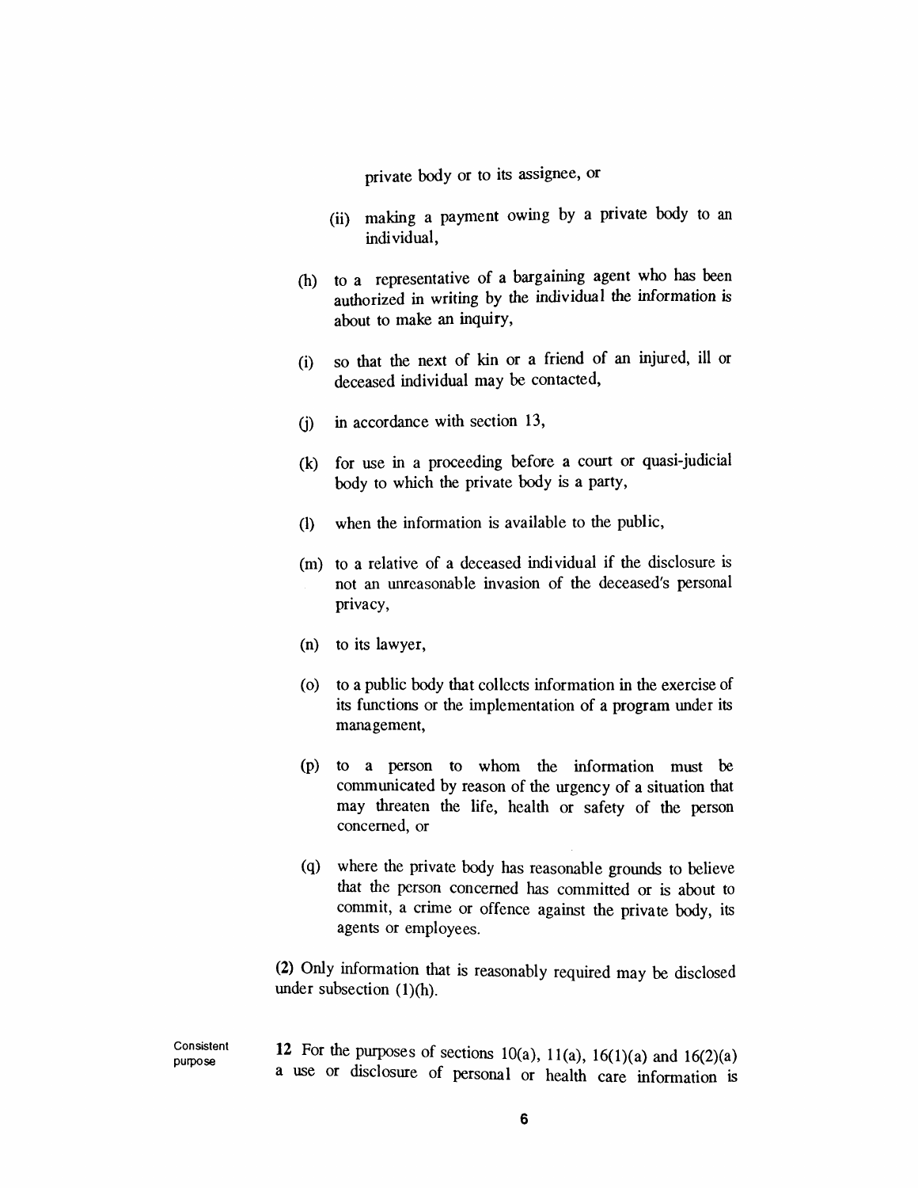private body or to its assignee, or

(ii) making a payment owing by a private body to an individual,

(h) to a representative of a bargaining agent who has been authorized in writing by the individual the information is about to make an inquiry,

(i) so that the next of kin or a friend of an injured, ill or deceased individual may be contacted,

(j) in accordance with section 13,

(k) for use in a proceeding before a court or quasi-judicial body to which the private body is a party,

(l) when the information is available to the public,

(m) to a relative of a deceased individual if the disclosure is not an unreasonable invasion of the deceased's personal privacy,

(n) to its lawyer,

(o) to a public body that collects information in the exercise of its functions or the implementation of a program under its management,

(p) to a person to whom the information must be communicated by reason of the urgency of a situation that may threaten the life, health or safety of the person concerned, or

(q) where the private body has reasonable grounds to believe that the person concerned has committed or is about to commit, a crime or offence against the private body, its agents or employees.

**(2)** Only information that is reasonably required may be disclosed under subsection (1)(h).

Consistent purpose

**12** For the purposes of sections 10(a), 11(a), 16(1)(a) and 16(2)(a) a use or disclosure of personal or health care information is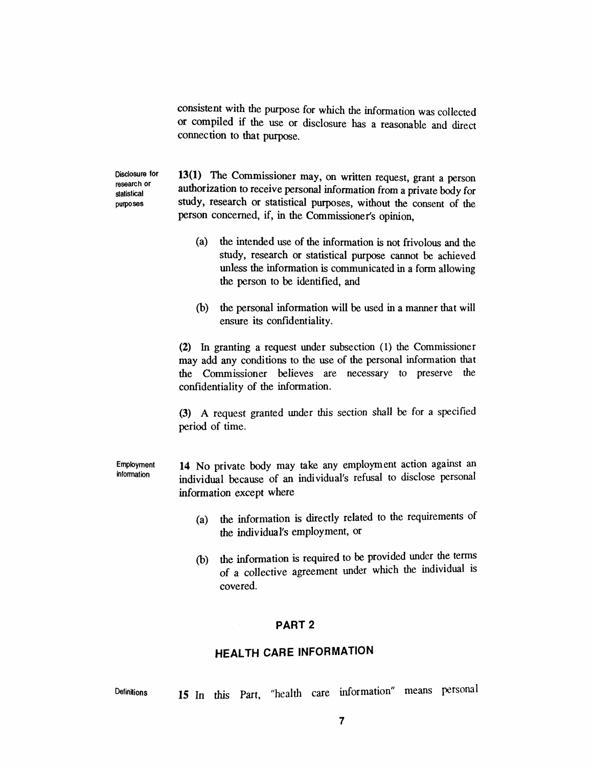consistent with the purpose for which the information was collected or compiled if the use or disclosure has a reasonable and direct connection to that purpose.

Disclosure for research or statistical purposes

**13(1)** The Commissioner may, on written request, grant a person authorization to receive personal information from a private body for study, research or statistical purposes, without the consent of the person concerned, if, in the Commissioner's opinion,

(a) the intended use of the information is not frivolous and the study, research or statistical purpose cannot be achieved unless the information is communicated in a form allowing the person to be identified, and

(b) the personal information will be used in a manner that will ensure its confidentiality.

**(2)** In granting a request under subsection (1) the Commissioner may add any conditions to the use of the personal information that the Commissioner believes are necessary to preserve the confidentiality of the information.

**(3)** A request granted under this section shall be for a specified period of time.

Employment information

**14** No private body may take any employment action against an individual because of an individual's refusal to disclose personal information except where

(a) the information is directly related to the requirements of the individual's employment, or

(b) the information is required to be provided under the terms of a collective agreement under which the individual is covered.

## PART 2

## HEALTH CARE INFORMATION

Definitions

**15** In this Part, "health care information" means personal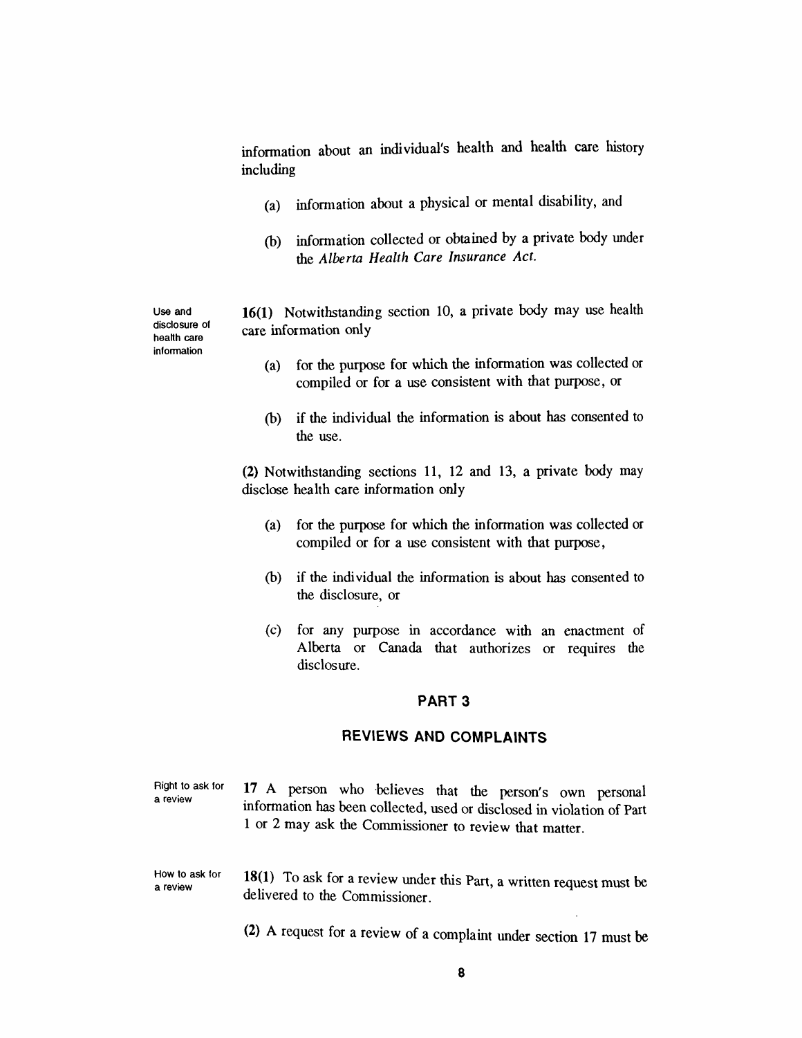information about an individual's health and health care history including

(a) information about a physical or mental disability, and

(b) information collected or obtained by a private body under the *Alberta Health Care Insurance Act.*

Use and disclosure of health care information

**16(1)** Notwithstanding section 10, a private body may use health care information only

(a) for the purpose for which the information was collected or compiled or for a use consistent with that purpose, or

(b) if the individual the information is about has consented to the use.

**(2)** Notwithstanding sections 11, 12 and 13, a private body may disclose health care information only

(a) for the purpose for which the information was collected or compiled or for a use consistent with that purpose,

(b) if the individual the information is about has consented to the disclosure, or

(c) for any purpose in accordance with an enactment of Alberta or Canada that authorizes or requires the disclosure.

## PART 3

## REVIEWS AND COMPLAINTS

Right to ask for a review

**17** A person who believes that the person's own personal information has been collected, used or disclosed in violation of Part 1 or 2 may ask the Commissioner to review that matter.

How to ask for a review

**18(1)** To ask for a review under this Part, a written request must be delivered to the Commissioner.

**(2)** A request for a review of a complaint under section 17 must be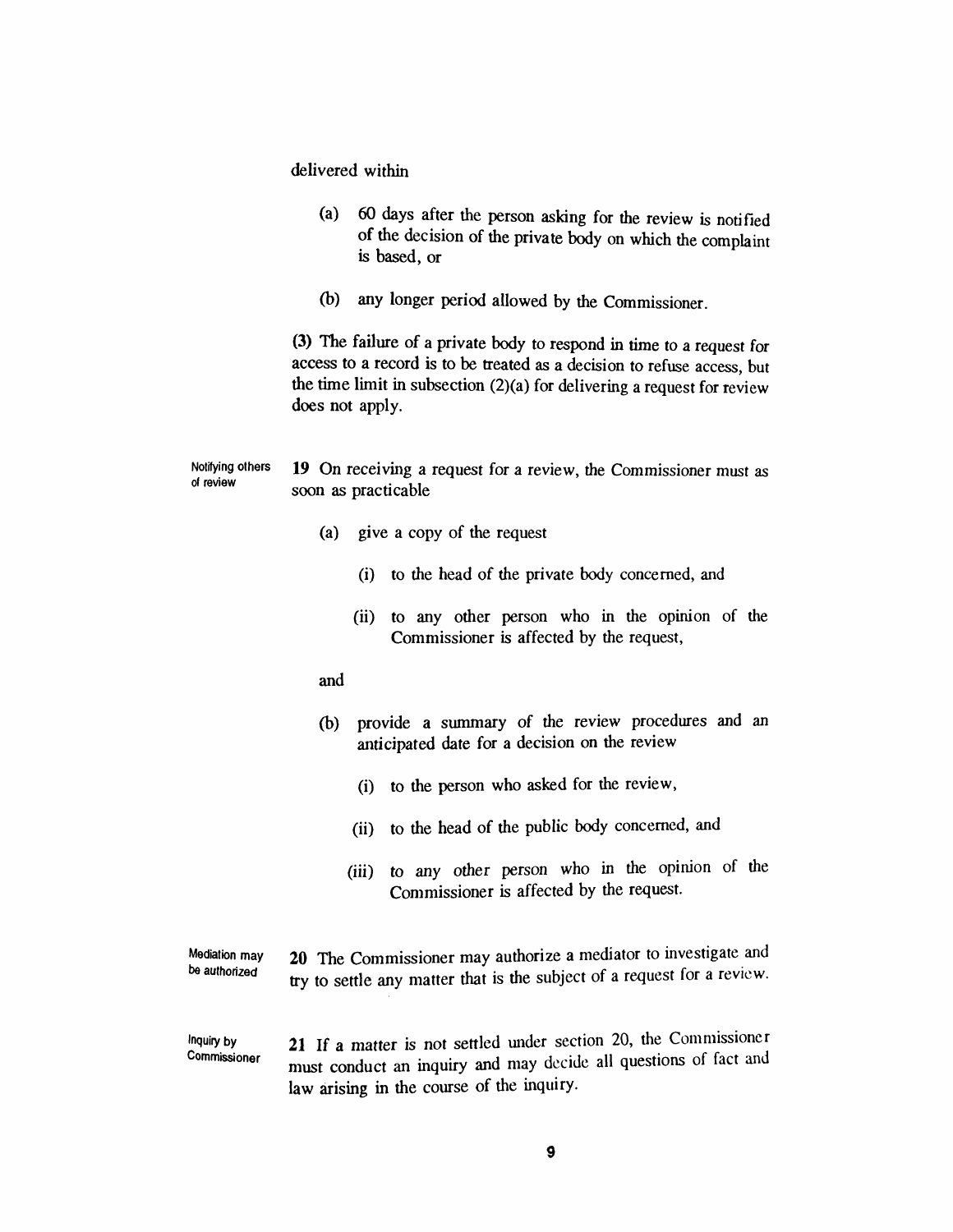delivered within

(a) 60 days after the person asking for the review is notified of the decision of the private body on which the complaint is based, or

(b) any longer period allowed by the Commissioner.

(3) The failure of a private body to respond in time to a request for access to a record is to be treated as a decision to refuse access, but the time limit in subsection (2)(a) for delivering a request for review does not apply.

Notifying others of review

**19** On receiving a request for a review, the Commissioner must as soon as practicable

(a) give a copy of the request

(i) to the head of the private body concerned, and

(ii) to any other person who in the opinion of the Commissioner is affected by the request,

and

(b) provide a summary of the review procedures and an anticipated date for a decision on the review

(i) to the person who asked for the review,

(ii) to the head of the public body concerned, and

(iii) to any other person who in the opinion of the Commissioner is affected by the request.

Mediation may be authorized

**20** The Commissioner may authorize a mediator to investigate and try to settle any matter that is the subject of a request for a review.

Inquiry by Commissioner

**21** If a matter is not settled under section 20, the Commissioner must conduct an inquiry and may decide all questions of fact and law arising in the course of the inquiry.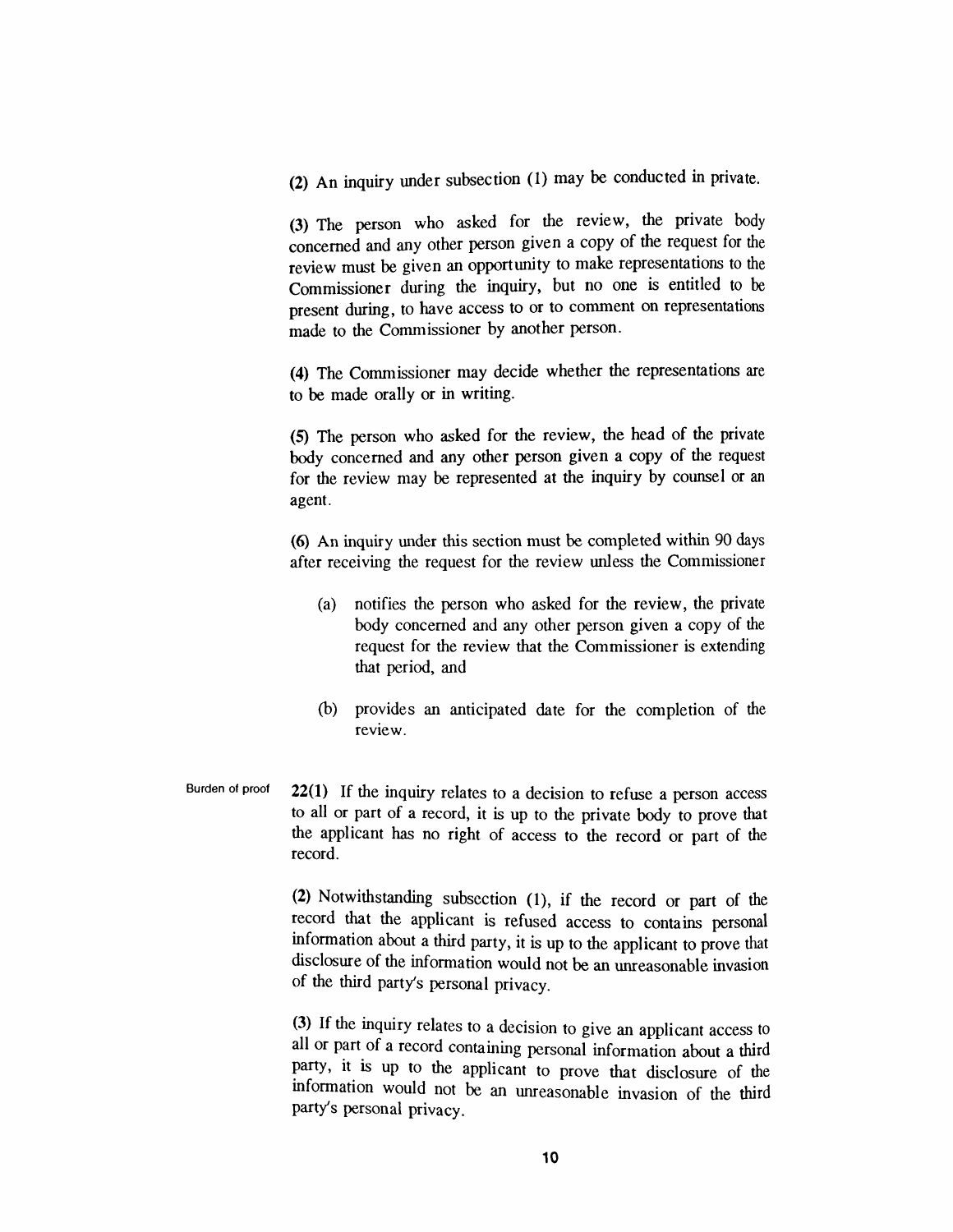(2) An inquiry under subsection (1) may be conducted in private.

(3) The person who asked for the review, the private body concerned and any other person given a copy of the request for the review must be given an opportunity to make representations to the Commissioner during the inquiry, but no one is entitled to be present during, to have access to or to comment on representations made to the Commissioner by another person.

(4) The Commissioner may decide whether the representations are to be made orally or in writing.

(5) The person who asked for the review, the head of the private body concerned and any other person given a copy of the request for the review may be represented at the inquiry by counsel or an agent.

(6) An inquiry under this section must be completed within 90 days after receiving the request for the review unless the Commissioner

(a) notifies the person who asked for the review, the private body concerned and any other person given a copy of the request for the review that the Commissioner is extending that period, and

(b) provides an anticipated date for the completion of the review.

Burden of proof

**22(1)** If the inquiry relates to a decision to refuse a person access to all or part of a record, it is up to the private body to prove that the applicant has no right of access to the record or part of the record.

(2) Notwithstanding subsection (1), if the record or part of the record that the applicant is refused access to contains personal information about a third party, it is up to the applicant to prove that disclosure of the information would not be an unreasonable invasion of the third party's personal privacy.

(3) If the inquiry relates to a decision to give an applicant access to all or part of a record containing personal information about a third party, it is up to the applicant to prove that disclosure of the information would not be an unreasonable invasion of the third party's personal privacy.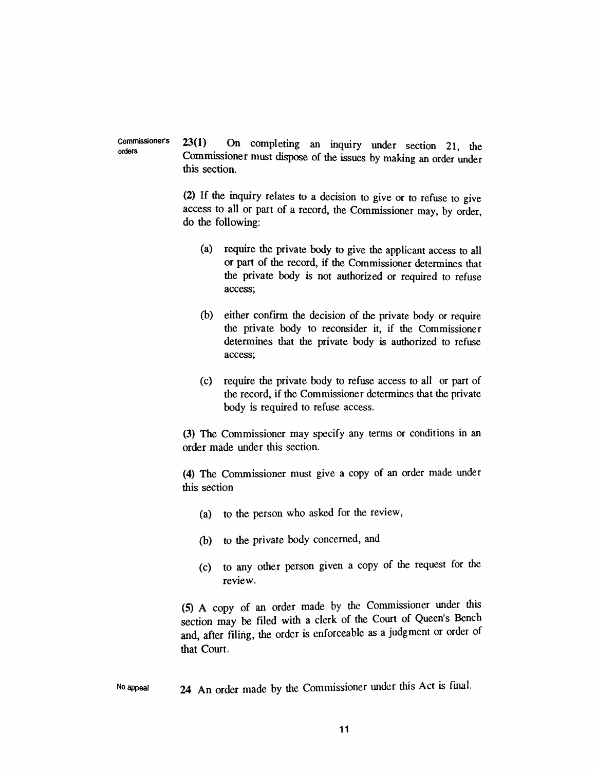Commissioner's orders

**23(1)** On completing an inquiry under section 21, the Commissioner must dispose of the issues by making an order under this section.

(2) If the inquiry relates to a decision to give or to refuse to give access to all or part of a record, the Commissioner may, by order, do the following:

(a) require the private body to give the applicant access to all or part of the record, if the Commissioner determines that the private body is not authorized or required to refuse access;

(b) either confirm the decision of the private body or require the private body to reconsider it, if the Commissioner determines that the private body is authorized to refuse access;

(c) require the private body to refuse access to all or part of the record, if the Commissioner determines that the private body is required to refuse access.

(3) The Commissioner may specify any terms or conditions in an order made under this section.

(4) The Commissioner must give a copy of an order made under this section

(a) to the person who asked for the review,

(b) to the private body concerned, and

(c) to any other person given a copy of the request for the review.

(5) A copy of an order made by the Commissioner under this section may be filed with a clerk of the Court of Queen's Bench and, after filing, the order is enforceable as a judgment or order of that Court.

No appeal

**24** An order made by the Commissioner under this Act is final.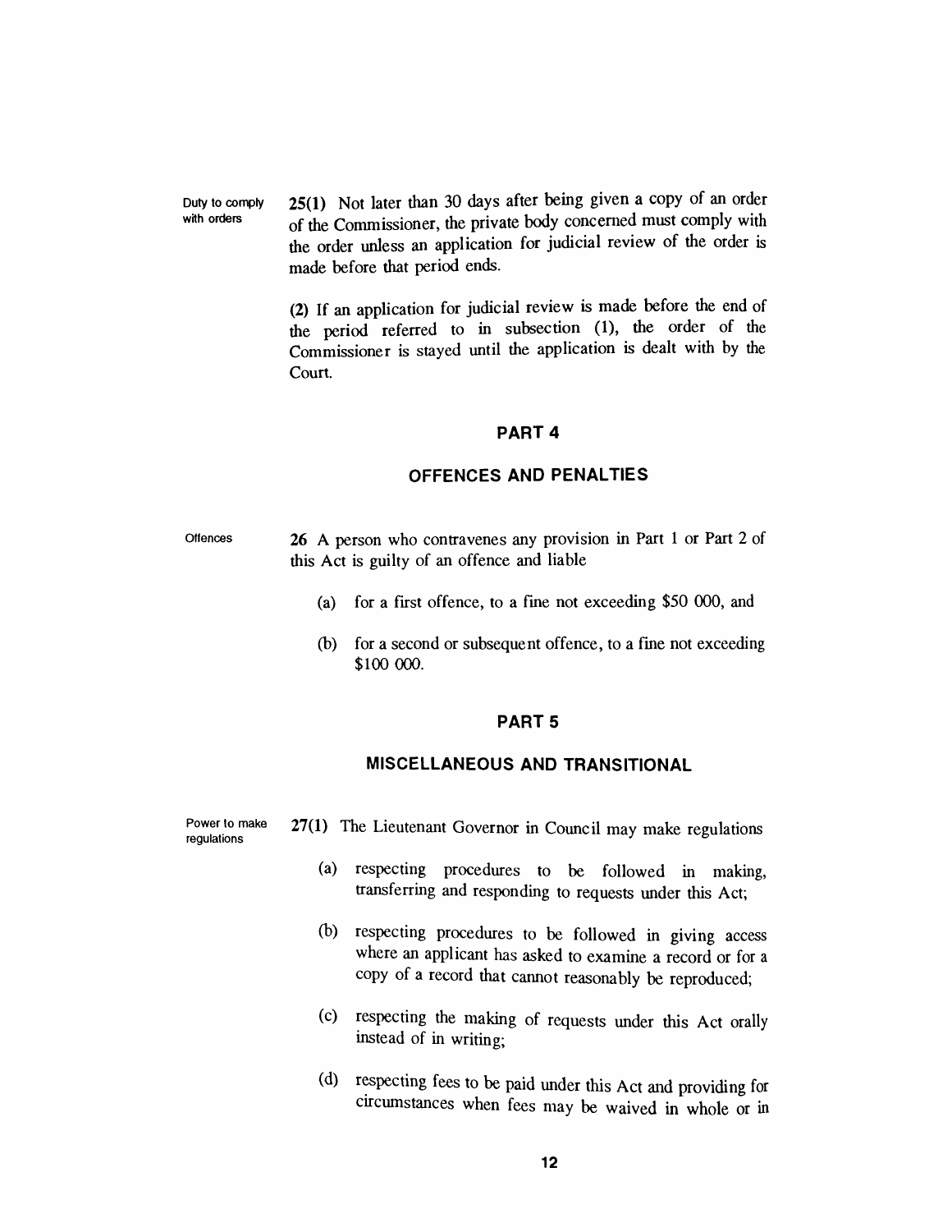**Duty to comply with orders**

**25(1)** Not later than 30 days after being given a copy of an order of the Commissioner, the private body concerned must comply with the order unless an application for judicial review of the order is made before that period ends.

**(2)** If an application for judicial review is made before the end of the period referred to in subsection (1), the order of the Commissioner is stayed until the application is dealt with by the Court.

## PART 4

## OFFENCES AND PENALTIES

**Offences**

**26** A person who contravenes any provision in Part 1 or Part 2 of this Act is guilty of an offence and liable

(a) for a first offence, to a fine not exceeding $50 000, and

(b) for a second or subsequent offence, to a fine not exceeding $100 000.

## PART 5

## MISCELLANEOUS AND TRANSITIONAL

**Power to make regulations**

**27(1)** The Lieutenant Governor in Council may make regulations

(a) respecting procedures to be followed in making, transferring and responding to requests under this Act;

(b) respecting procedures to be followed in giving access where an applicant has asked to examine a record or for a copy of a record that cannot reasonably be reproduced;

(c) respecting the making of requests under this Act orally instead of in writing;

(d) respecting fees to be paid under this Act and providing for circumstances when fees may be waived in whole or in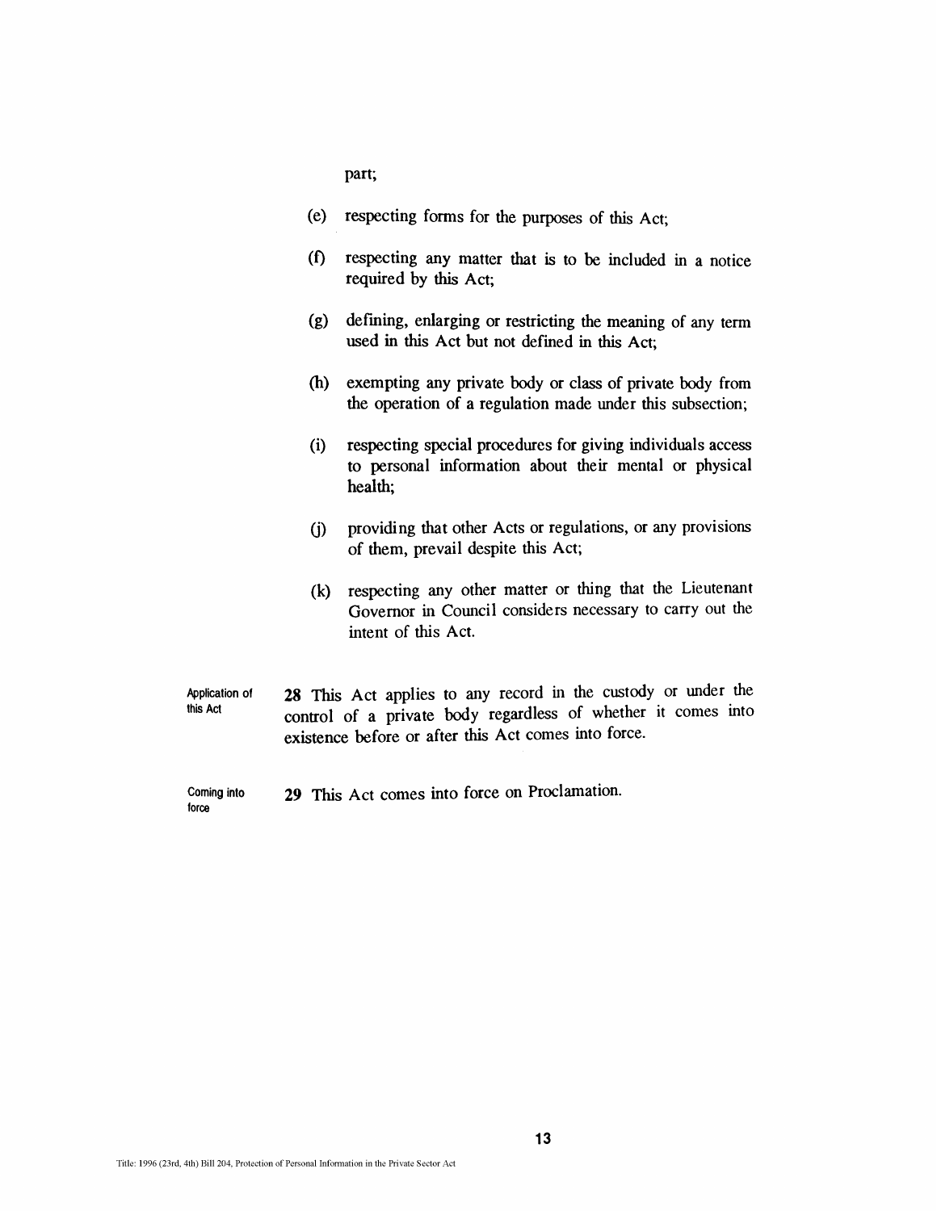part;

(e) respecting forms for the purposes of this Act;

(f) respecting any matter that is to be included in a notice required by this Act;

(g) defining, enlarging or restricting the meaning of any term used in this Act but not defined in this Act;

(h) exempting any private body or class of private body from the operation of a regulation made under this subsection;

(i) respecting special procedures for giving individuals access to personal information about their mental or physical health;

(j) providing that other Acts or regulations, or any provisions of them, prevail despite this Act;

(k) respecting any other matter or thing that the Lieutenant Governor in Council considers necessary to carry out the intent of this Act.

Application of this Act

**28** This Act applies to any record in the custody or under the control of a private body regardless of whether it comes into existence before or after this Act comes into force.

Coming into force

**29** This Act comes into force on Proclamation.

Title: 1996 (23rd, 4th) Bill 204, Protection of Personal Information in the Private Sector Act